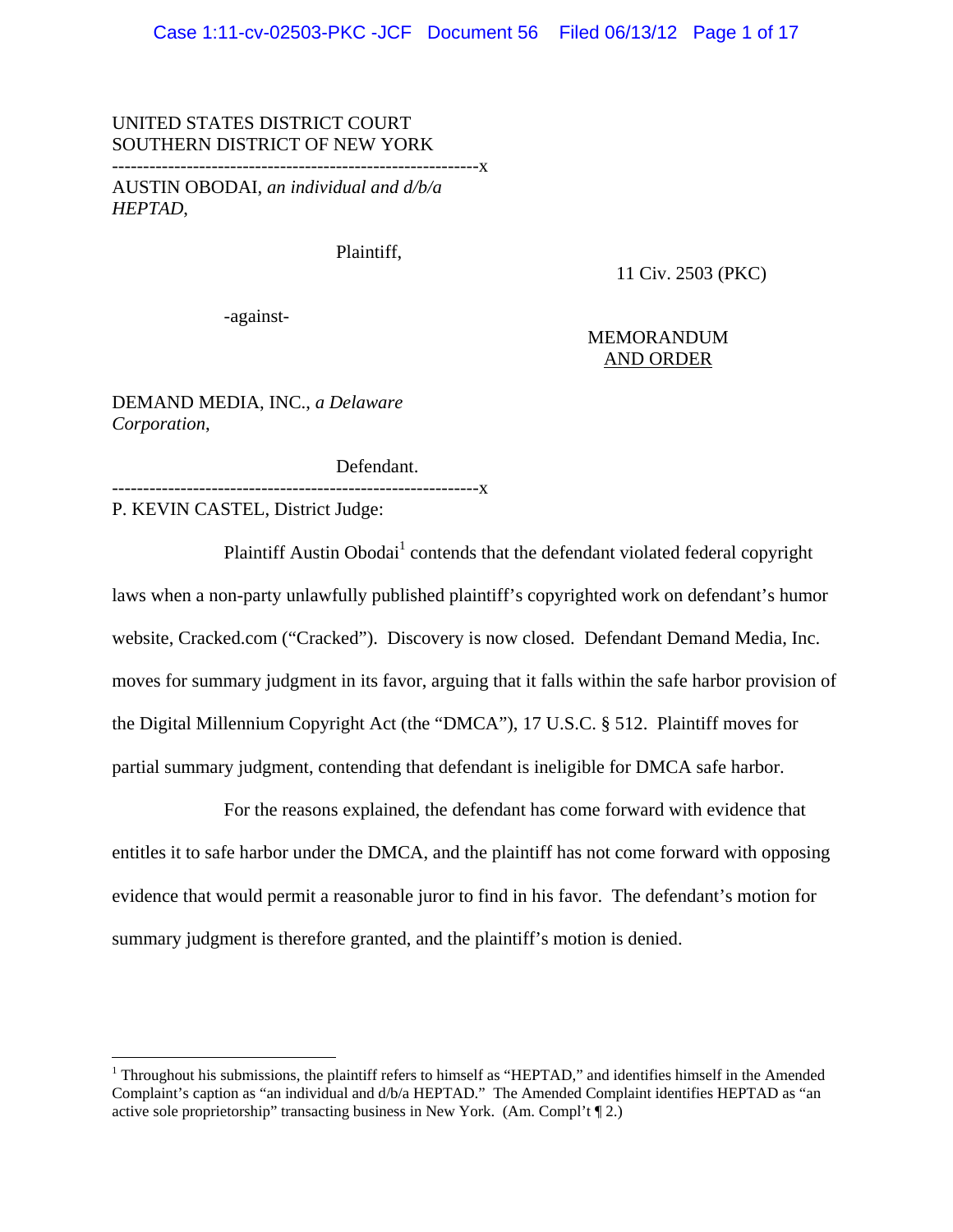UNITED STATES DISTRICT COURT
SOUTHERN DISTRICT OF NEW YORK

-----------------------------------------------------------x

AUSTIN OBODAI, *an individual and d/b/a HEPTAD*,

Plaintiff,

11 Civ. 2503 (PKC)

-against-

MEMORANDUM
AND ORDER

DEMAND MEDIA, INC., *a Delaware Corporation*,

Defendant.

-----------------------------------------------------------x

P. KEVIN CASTEL, District Judge:

Plaintiff Austin Obodai[1] contends that the defendant violated federal copyright laws when a non-party unlawfully published plaintiff's copyrighted work on defendant's humor website, Cracked.com ("Cracked"). Discovery is now closed. Defendant Demand Media, Inc. moves for summary judgment in its favor, arguing that it falls within the safe harbor provision of the Digital Millennium Copyright Act (the "DMCA"), 17 U.S.C. § 512. Plaintiff moves for partial summary judgment, contending that defendant is ineligible for DMCA safe harbor.

For the reasons explained, the defendant has come forward with evidence that entitles it to safe harbor under the DMCA, and the plaintiff has not come forward with opposing evidence that would permit a reasonable juror to find in his favor. The defendant's motion for summary judgment is therefore granted, and the plaintiff's motion is denied.

---

[1] Throughout his submissions, the plaintiff refers to himself as "HEPTAD," and identifies himself in the Amended Complaint's caption as "an individual and d/b/a HEPTAD." The Amended Complaint identifies HEPTAD as "an active sole proprietorship" transacting business in New York. (Am. Compl't ¶ 2.)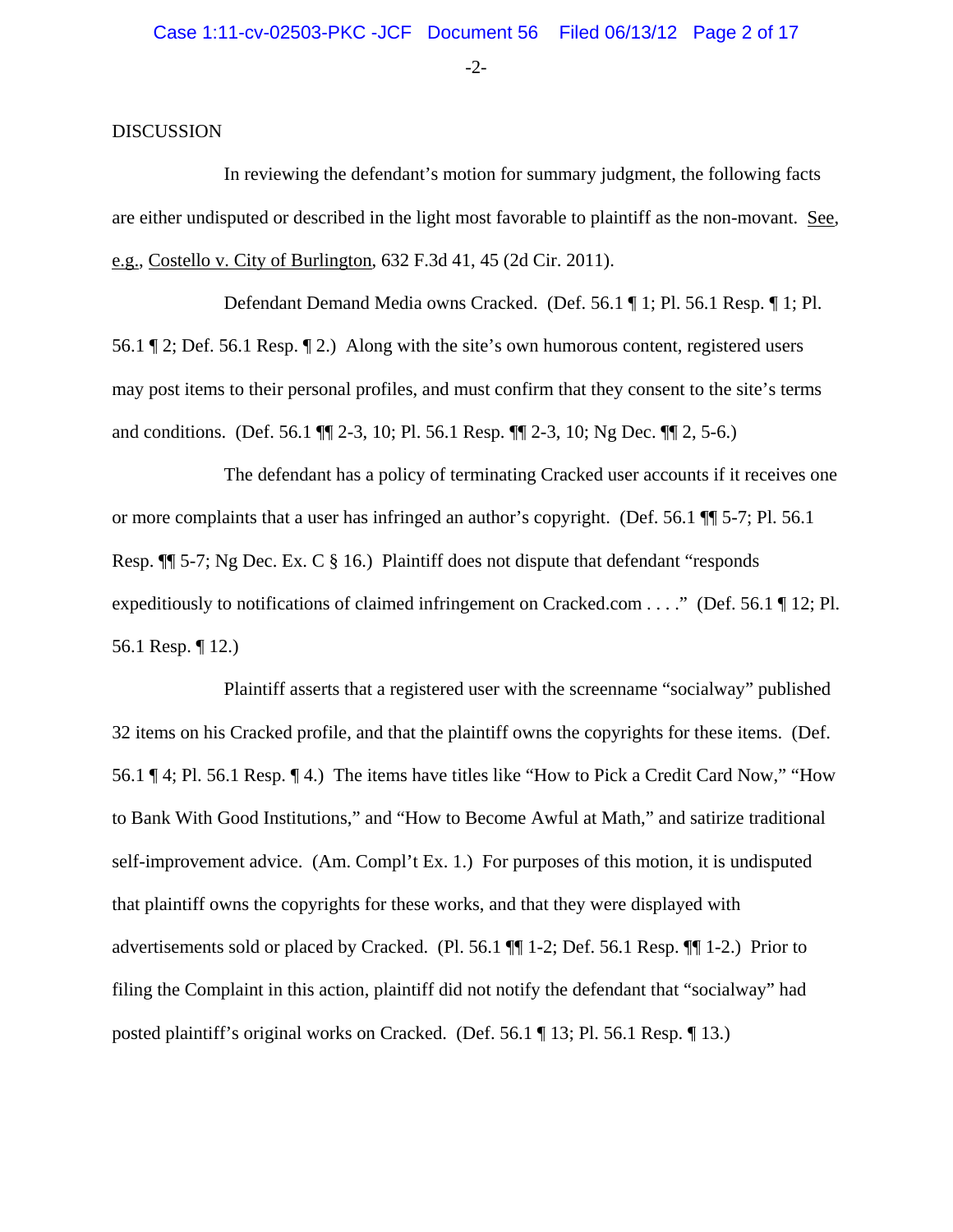DISCUSSION

In reviewing the defendant's motion for summary judgment, the following facts are either undisputed or described in the light most favorable to plaintiff as the non-movant. See, e.g., Costello v. City of Burlington, 632 F.3d 41, 45 (2d Cir. 2011).

Defendant Demand Media owns Cracked. (Def. 56.1 ¶ 1; Pl. 56.1 Resp. ¶ 1; Pl. 56.1 ¶ 2; Def. 56.1 Resp. ¶ 2.) Along with the site's own humorous content, registered users may post items to their personal profiles, and must confirm that they consent to the site's terms and conditions. (Def. 56.1 ¶¶ 2-3, 10; Pl. 56.1 Resp. ¶¶ 2-3, 10; Ng Dec. ¶¶ 2, 5-6.)

The defendant has a policy of terminating Cracked user accounts if it receives one or more complaints that a user has infringed an author's copyright. (Def. 56.1 ¶¶ 5-7; Pl. 56.1 Resp. ¶¶ 5-7; Ng Dec. Ex. C § 16.) Plaintiff does not dispute that defendant "responds expeditiously to notifications of claimed infringement on Cracked.com . . . ." (Def. 56.1 ¶ 12; Pl. 56.1 Resp. ¶ 12.)

Plaintiff asserts that a registered user with the screenname "socialway" published 32 items on his Cracked profile, and that the plaintiff owns the copyrights for these items. (Def. 56.1 ¶ 4; Pl. 56.1 Resp. ¶ 4.) The items have titles like "How to Pick a Credit Card Now," "How to Bank With Good Institutions," and "How to Become Awful at Math," and satirize traditional self-improvement advice. (Am. Compl't Ex. 1.) For purposes of this motion, it is undisputed that plaintiff owns the copyrights for these works, and that they were displayed with advertisements sold or placed by Cracked. (Pl. 56.1 ¶¶ 1-2; Def. 56.1 Resp. ¶¶ 1-2.) Prior to filing the Complaint in this action, plaintiff did not notify the defendant that "socialway" had posted plaintiff's original works on Cracked. (Def. 56.1 ¶ 13; Pl. 56.1 Resp. ¶ 13.)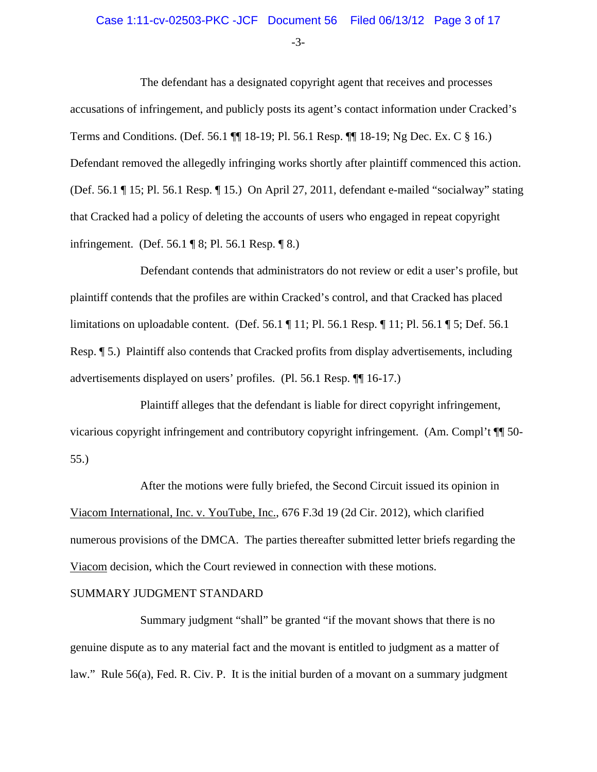The defendant has a designated copyright agent that receives and processes accusations of infringement, and publicly posts its agent's contact information under Cracked's Terms and Conditions. (Def. 56.1 ¶¶ 18-19; Pl. 56.1 Resp. ¶¶ 18-19; Ng Dec. Ex. C § 16.) Defendant removed the allegedly infringing works shortly after plaintiff commenced this action. (Def. 56.1 ¶ 15; Pl. 56.1 Resp. ¶ 15.) On April 27, 2011, defendant e-mailed "socialway" stating that Cracked had a policy of deleting the accounts of users who engaged in repeat copyright infringement. (Def. 56.1 ¶ 8; Pl. 56.1 Resp. ¶ 8.)

Defendant contends that administrators do not review or edit a user's profile, but plaintiff contends that the profiles are within Cracked's control, and that Cracked has placed limitations on uploadable content. (Def. 56.1 ¶ 11; Pl. 56.1 Resp. ¶ 11; Pl. 56.1 ¶ 5; Def. 56.1 Resp. ¶ 5.) Plaintiff also contends that Cracked profits from display advertisements, including advertisements displayed on users' profiles. (Pl. 56.1 Resp. ¶¶ 16-17.)

Plaintiff alleges that the defendant is liable for direct copyright infringement, vicarious copyright infringement and contributory copyright infringement. (Am. Compl't ¶¶ 50-55.)

After the motions were fully briefed, the Second Circuit issued its opinion in Viacom International, Inc. v. YouTube, Inc., 676 F.3d 19 (2d Cir. 2012), which clarified numerous provisions of the DMCA. The parties thereafter submitted letter briefs regarding the Viacom decision, which the Court reviewed in connection with these motions.

SUMMARY JUDGMENT STANDARD

Summary judgment "shall" be granted "if the movant shows that there is no genuine dispute as to any material fact and the movant is entitled to judgment as a matter of law." Rule 56(a), Fed. R. Civ. P. It is the initial burden of a movant on a summary judgment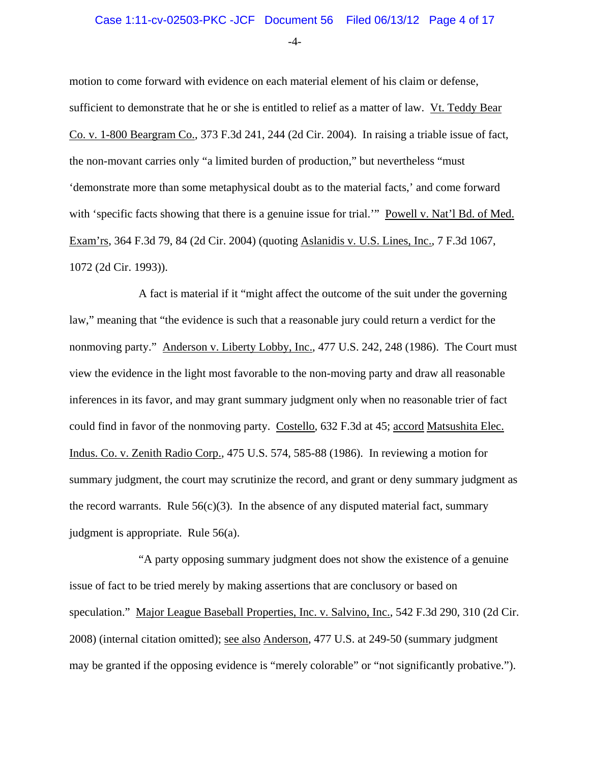motion to come forward with evidence on each material element of his claim or defense, sufficient to demonstrate that he or she is entitled to relief as a matter of law. Vt. Teddy Bear Co. v. 1-800 Beargram Co., 373 F.3d 241, 244 (2d Cir. 2004). In raising a triable issue of fact, the non-movant carries only "a limited burden of production," but nevertheless "must 'demonstrate more than some metaphysical doubt as to the material facts,' and come forward with 'specific facts showing that there is a genuine issue for trial.'" Powell v. Nat'l Bd. of Med. Exam'rs, 364 F.3d 79, 84 (2d Cir. 2004) (quoting Aslanidis v. U.S. Lines, Inc., 7 F.3d 1067, 1072 (2d Cir. 1993)).

A fact is material if it "might affect the outcome of the suit under the governing law," meaning that "the evidence is such that a reasonable jury could return a verdict for the nonmoving party." Anderson v. Liberty Lobby, Inc., 477 U.S. 242, 248 (1986). The Court must view the evidence in the light most favorable to the non-moving party and draw all reasonable inferences in its favor, and may grant summary judgment only when no reasonable trier of fact could find in favor of the nonmoving party. Costello, 632 F.3d at 45; accord Matsushita Elec. Indus. Co. v. Zenith Radio Corp., 475 U.S. 574, 585-88 (1986). In reviewing a motion for summary judgment, the court may scrutinize the record, and grant or deny summary judgment as the record warrants. Rule 56(c)(3). In the absence of any disputed material fact, summary judgment is appropriate. Rule 56(a).

"A party opposing summary judgment does not show the existence of a genuine issue of fact to be tried merely by making assertions that are conclusory or based on speculation." Major League Baseball Properties, Inc. v. Salvino, Inc., 542 F.3d 290, 310 (2d Cir. 2008) (internal citation omitted); see also Anderson, 477 U.S. at 249-50 (summary judgment may be granted if the opposing evidence is "merely colorable" or "not significantly probative.").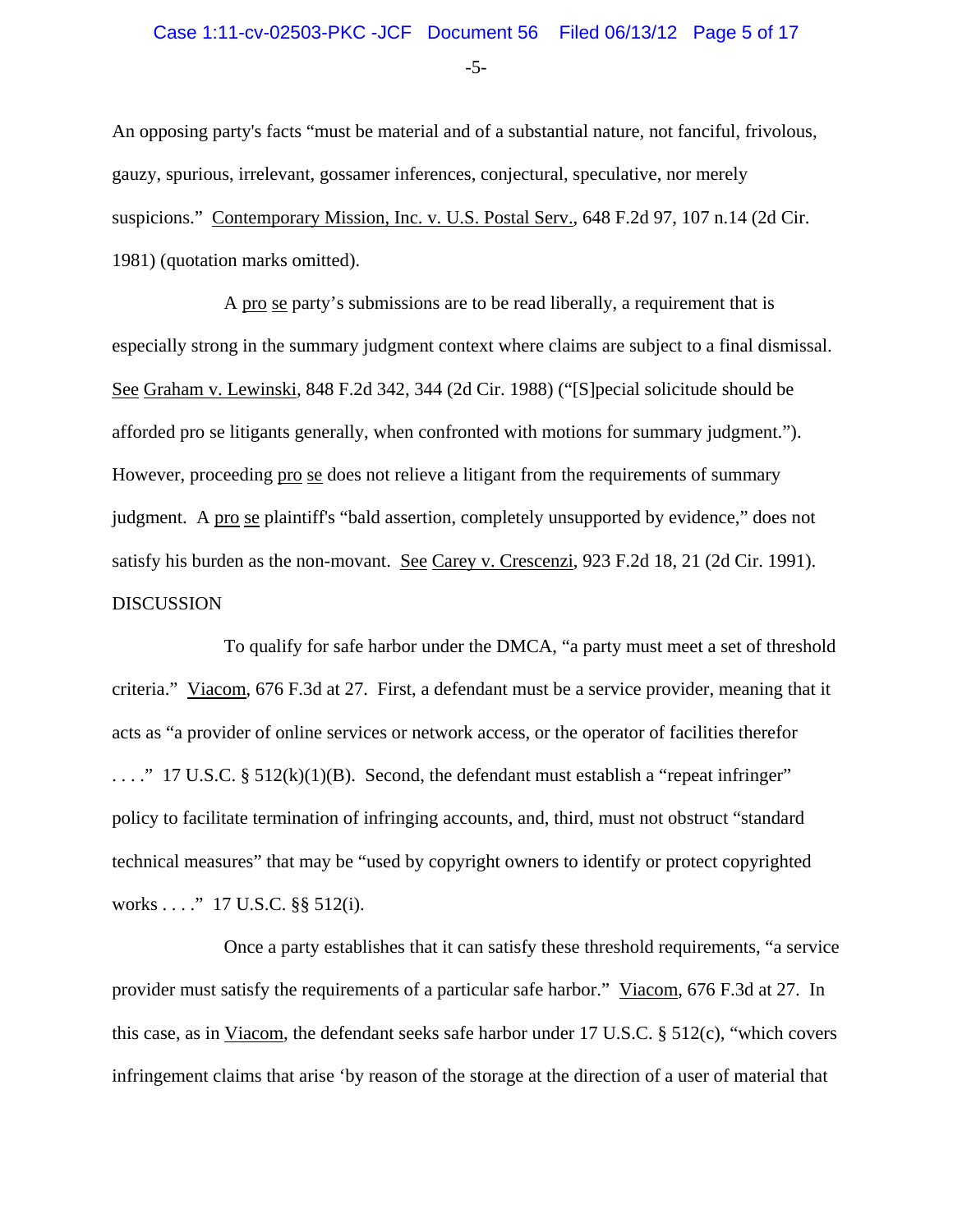An opposing party's facts "must be material and of a substantial nature, not fanciful, frivolous, gauzy, spurious, irrelevant, gossamer inferences, conjectural, speculative, nor merely suspicions." Contemporary Mission, Inc. v. U.S. Postal Serv., 648 F.2d 97, 107 n.14 (2d Cir. 1981) (quotation marks omitted).

A pro se party's submissions are to be read liberally, a requirement that is especially strong in the summary judgment context where claims are subject to a final dismissal. See Graham v. Lewinski, 848 F.2d 342, 344 (2d Cir. 1988) ("[S]pecial solicitude should be afforded pro se litigants generally, when confronted with motions for summary judgment."). However, proceeding pro se does not relieve a litigant from the requirements of summary judgment. A pro se plaintiff's "bald assertion, completely unsupported by evidence," does not satisfy his burden as the non-movant. See Carey v. Crescenzi, 923 F.2d 18, 21 (2d Cir. 1991).

DISCUSSION

To qualify for safe harbor under the DMCA, "a party must meet a set of threshold criteria." Viacom, 676 F.3d at 27. First, a defendant must be a service provider, meaning that it acts as "a provider of online services or network access, or the operator of facilities therefor . . . ." 17 U.S.C. § 512(k)(1)(B). Second, the defendant must establish a "repeat infringer" policy to facilitate termination of infringing accounts, and, third, must not obstruct "standard technical measures" that may be "used by copyright owners to identify or protect copyrighted works . . . ." 17 U.S.C. §§ 512(i).

Once a party establishes that it can satisfy these threshold requirements, "a service provider must satisfy the requirements of a particular safe harbor." Viacom, 676 F.3d at 27. In this case, as in Viacom, the defendant seeks safe harbor under 17 U.S.C. § 512(c), "which covers infringement claims that arise 'by reason of the storage at the direction of a user of material that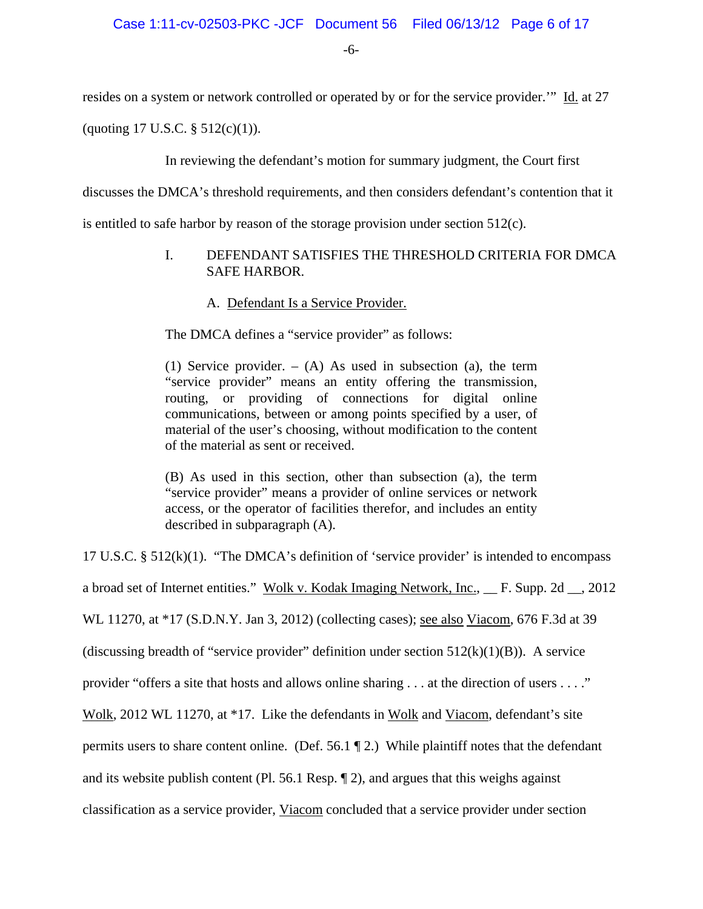resides on a system or network controlled or operated by or for the service provider.'" Id. at 27 (quoting 17 U.S.C. § 512(c)(1)).

In reviewing the defendant's motion for summary judgment, the Court first discusses the DMCA's threshold requirements, and then considers defendant's contention that it is entitled to safe harbor by reason of the storage provision under section 512(c).

## I. DEFENDANT SATISFIES THE THRESHOLD CRITERIA FOR DMCA SAFE HARBOR.

### A. Defendant Is a Service Provider.

The DMCA defines a "service provider" as follows:

> (1) Service provider. – (A) As used in subsection (a), the term "service provider" means an entity offering the transmission, routing, or providing of connections for digital online communications, between or among points specified by a user, of material of the user's choosing, without modification to the content of the material as sent or received.
>
> (B) As used in this section, other than subsection (a), the term "service provider" means a provider of online services or network access, or the operator of facilities therefor, and includes an entity described in subparagraph (A).

17 U.S.C. § 512(k)(1). "The DMCA's definition of 'service provider' is intended to encompass a broad set of Internet entities." Wolk v. Kodak Imaging Network, Inc., __ F. Supp. 2d __, 2012 WL 11270, at *17 (S.D.N.Y. Jan 3, 2012) (collecting cases); see also Viacom, 676 F.3d at 39 (discussing breadth of "service provider" definition under section 512(k)(1)(B)). A service provider "offers a site that hosts and allows online sharing . . . at the direction of users . . . ." Wolk, 2012 WL 11270, at *17. Like the defendants in Wolk and Viacom, defendant's site permits users to share content online. (Def. 56.1 ¶ 2.) While plaintiff notes that the defendant and its website publish content (Pl. 56.1 Resp. ¶ 2), and argues that this weighs against classification as a service provider, Viacom concluded that a service provider under section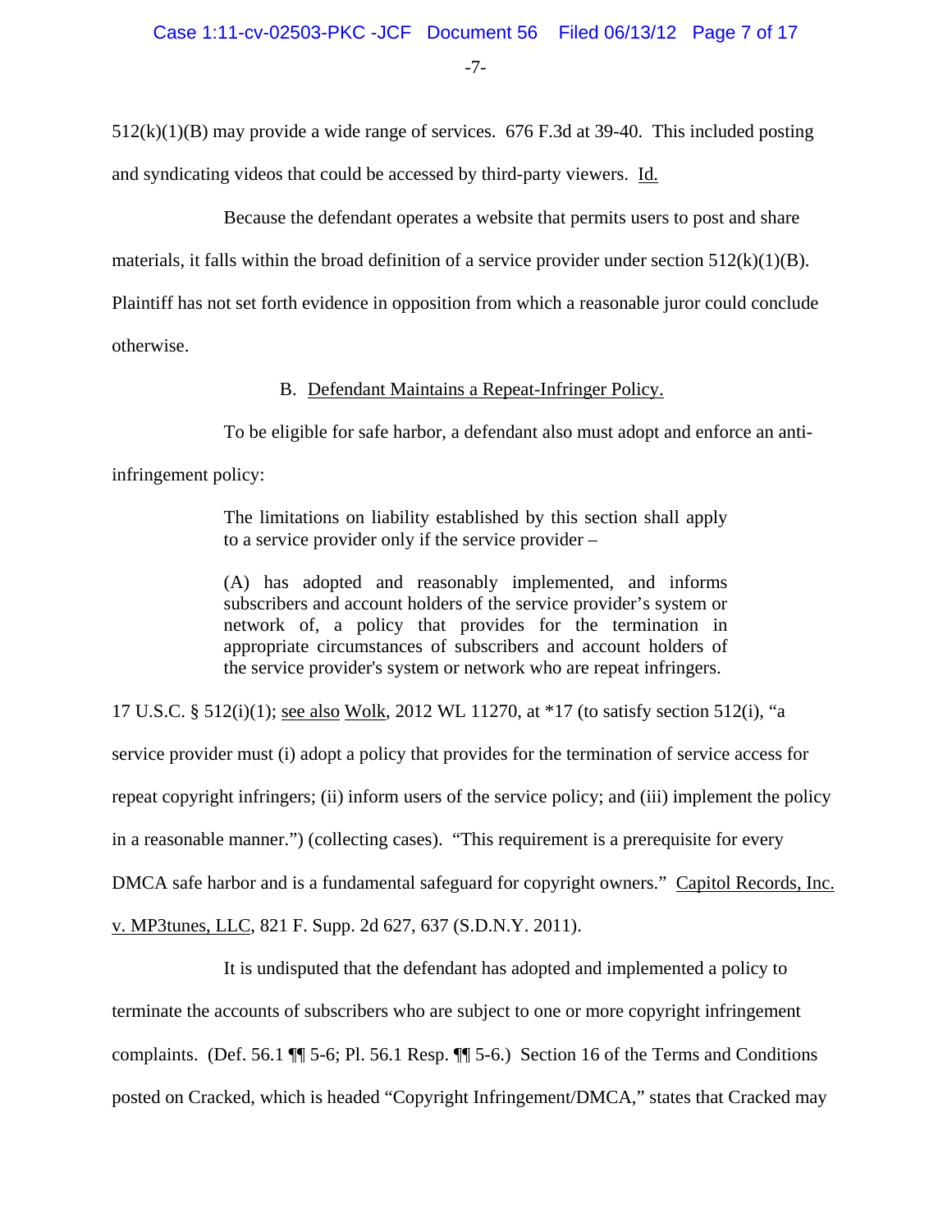512(k)(1)(B) may provide a wide range of services. 676 F.3d at 39-40. This included posting and syndicating videos that could be accessed by third-party viewers. Id.

Because the defendant operates a website that permits users to post and share materials, it falls within the broad definition of a service provider under section 512(k)(1)(B). Plaintiff has not set forth evidence in opposition from which a reasonable juror could conclude otherwise.

B. Defendant Maintains a Repeat-Infringer Policy.

To be eligible for safe harbor, a defendant also must adopt and enforce an anti-infringement policy:

> The limitations on liability established by this section shall apply to a service provider only if the service provider –
>
> (A) has adopted and reasonably implemented, and informs subscribers and account holders of the service provider's system or network of, a policy that provides for the termination in appropriate circumstances of subscribers and account holders of the service provider's system or network who are repeat infringers.

17 U.S.C. § 512(i)(1); see also Wolk, 2012 WL 11270, at *17 (to satisfy section 512(i), "a service provider must (i) adopt a policy that provides for the termination of service access for repeat copyright infringers; (ii) inform users of the service policy; and (iii) implement the policy in a reasonable manner.") (collecting cases). "This requirement is a prerequisite for every DMCA safe harbor and is a fundamental safeguard for copyright owners." Capitol Records, Inc. v. MP3tunes, LLC, 821 F. Supp. 2d 627, 637 (S.D.N.Y. 2011).

It is undisputed that the defendant has adopted and implemented a policy to terminate the accounts of subscribers who are subject to one or more copyright infringement complaints. (Def. 56.1 ¶¶ 5-6; Pl. 56.1 Resp. ¶¶ 5-6.) Section 16 of the Terms and Conditions posted on Cracked, which is headed "Copyright Infringement/DMCA," states that Cracked may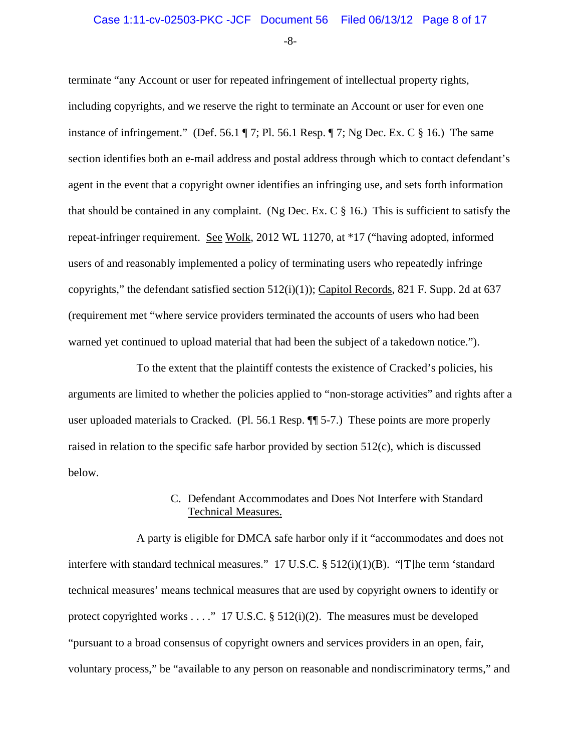terminate "any Account or user for repeated infringement of intellectual property rights, including copyrights, and we reserve the right to terminate an Account or user for even one instance of infringement." (Def. 56.1 ¶ 7; Pl. 56.1 Resp. ¶ 7; Ng Dec. Ex. C § 16.) The same section identifies both an e-mail address and postal address through which to contact defendant's agent in the event that a copyright owner identifies an infringing use, and sets forth information that should be contained in any complaint. (Ng Dec. Ex. C § 16.) This is sufficient to satisfy the repeat-infringer requirement. See Wolk, 2012 WL 11270, at *17 ("having adopted, informed users of and reasonably implemented a policy of terminating users who repeatedly infringe copyrights," the defendant satisfied section 512(i)(1)); Capitol Records, 821 F. Supp. 2d at 637 (requirement met "where service providers terminated the accounts of users who had been warned yet continued to upload material that had been the subject of a takedown notice.").

To the extent that the plaintiff contests the existence of Cracked's policies, his arguments are limited to whether the policies applied to "non-storage activities" and rights after a user uploaded materials to Cracked. (Pl. 56.1 Resp. ¶¶ 5-7.) These points are more properly raised in relation to the specific safe harbor provided by section 512(c), which is discussed below.

### C. Defendant Accommodates and Does Not Interfere with Standard Technical Measures.

A party is eligible for DMCA safe harbor only if it "accommodates and does not interfere with standard technical measures." 17 U.S.C. § 512(i)(1)(B). "[T]he term 'standard technical measures' means technical measures that are used by copyright owners to identify or protect copyrighted works . . . ." 17 U.S.C. § 512(i)(2). The measures must be developed "pursuant to a broad consensus of copyright owners and services providers in an open, fair, voluntary process," be "available to any person on reasonable and nondiscriminatory terms," and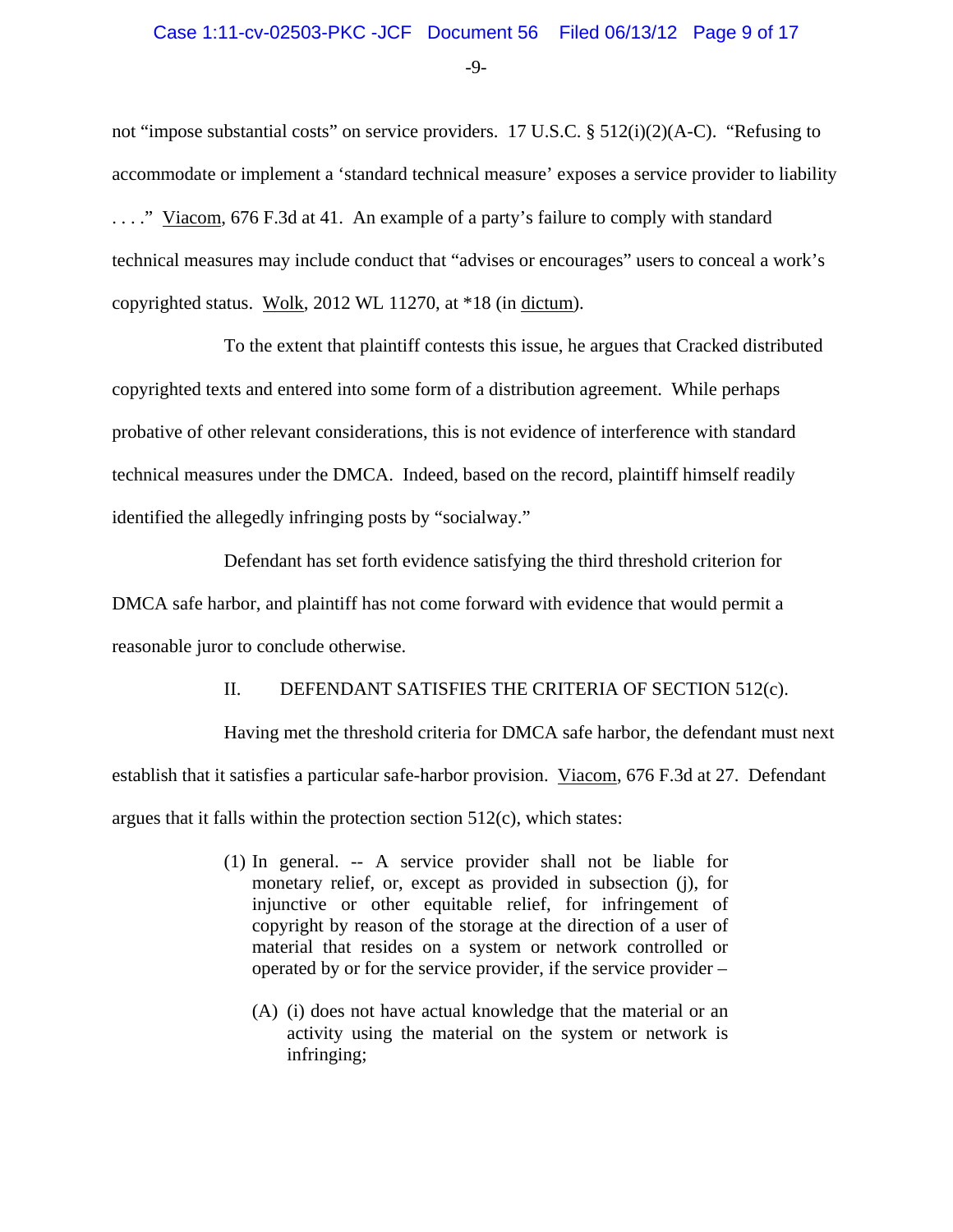not "impose substantial costs" on service providers. 17 U.S.C. § 512(i)(2)(A-C). "Refusing to accommodate or implement a 'standard technical measure' exposes a service provider to liability . . . ." Viacom, 676 F.3d at 41. An example of a party's failure to comply with standard technical measures may include conduct that "advises or encourages" users to conceal a work's copyrighted status. Wolk, 2012 WL 11270, at *18 (in dictum).

To the extent that plaintiff contests this issue, he argues that Cracked distributed copyrighted texts and entered into some form of a distribution agreement. While perhaps probative of other relevant considerations, this is not evidence of interference with standard technical measures under the DMCA. Indeed, based on the record, plaintiff himself readily identified the allegedly infringing posts by "socialway."

Defendant has set forth evidence satisfying the third threshold criterion for DMCA safe harbor, and plaintiff has not come forward with evidence that would permit a reasonable juror to conclude otherwise.

## II. DEFENDANT SATISFIES THE CRITERIA OF SECTION 512(c).

Having met the threshold criteria for DMCA safe harbor, the defendant must next establish that it satisfies a particular safe-harbor provision. Viacom, 676 F.3d at 27. Defendant argues that it falls within the protection section 512(c), which states:

> (1) In general. -- A service provider shall not be liable for monetary relief, or, except as provided in subsection (j), for injunctive or other equitable relief, for infringement of copyright by reason of the storage at the direction of a user of material that resides on a system or network controlled or operated by or for the service provider, if the service provider –
>
> (A) (i) does not have actual knowledge that the material or an activity using the material on the system or network is infringing;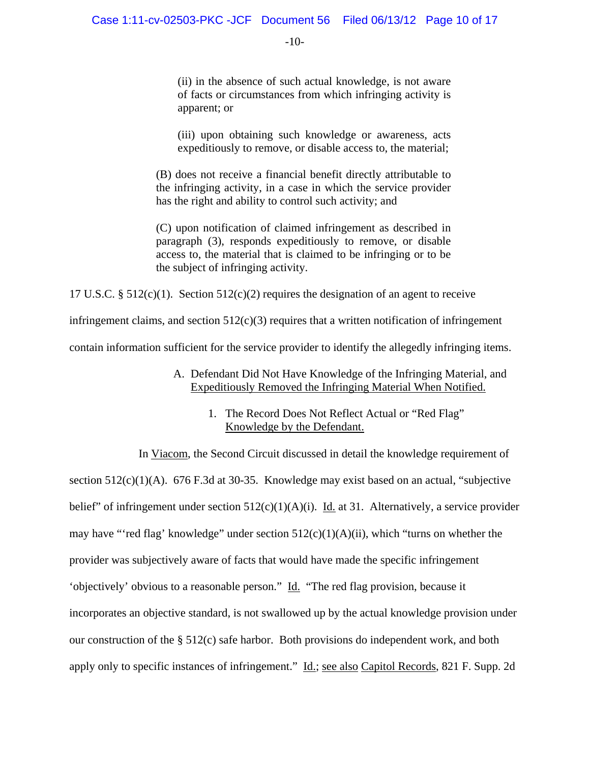> (ii) in the absence of such actual knowledge, is not aware of facts or circumstances from which infringing activity is apparent; or
>
> (iii) upon obtaining such knowledge or awareness, acts expeditiously to remove, or disable access to, the material;
>
> (B) does not receive a financial benefit directly attributable to the infringing activity, in a case in which the service provider has the right and ability to control such activity; and
>
> (C) upon notification of claimed infringement as described in paragraph (3), responds expeditiously to remove, or disable access to, the material that is claimed to be infringing or to be the subject of infringing activity.

17 U.S.C. § 512(c)(1). Section 512(c)(2) requires the designation of an agent to receive infringement claims, and section 512(c)(3) requires that a written notification of infringement contain information sufficient for the service provider to identify the allegedly infringing items.

### A. Defendant Did Not Have Knowledge of the Infringing Material, and Expeditiously Removed the Infringing Material When Notified.

#### 1. The Record Does Not Reflect Actual or "Red Flag" Knowledge by the Defendant.

In Viacom, the Second Circuit discussed in detail the knowledge requirement of section 512(c)(1)(A). 676 F.3d at 30-35. Knowledge may exist based on an actual, "subjective belief" of infringement under section 512(c)(1)(A)(i). Id. at 31. Alternatively, a service provider may have "'red flag' knowledge" under section 512(c)(1)(A)(ii), which "turns on whether the provider was subjectively aware of facts that would have made the specific infringement 'objectively' obvious to a reasonable person." Id. "The red flag provision, because it incorporates an objective standard, is not swallowed up by the actual knowledge provision under our construction of the § 512(c) safe harbor. Both provisions do independent work, and both apply only to specific instances of infringement." Id.; see also Capitol Records, 821 F. Supp. 2d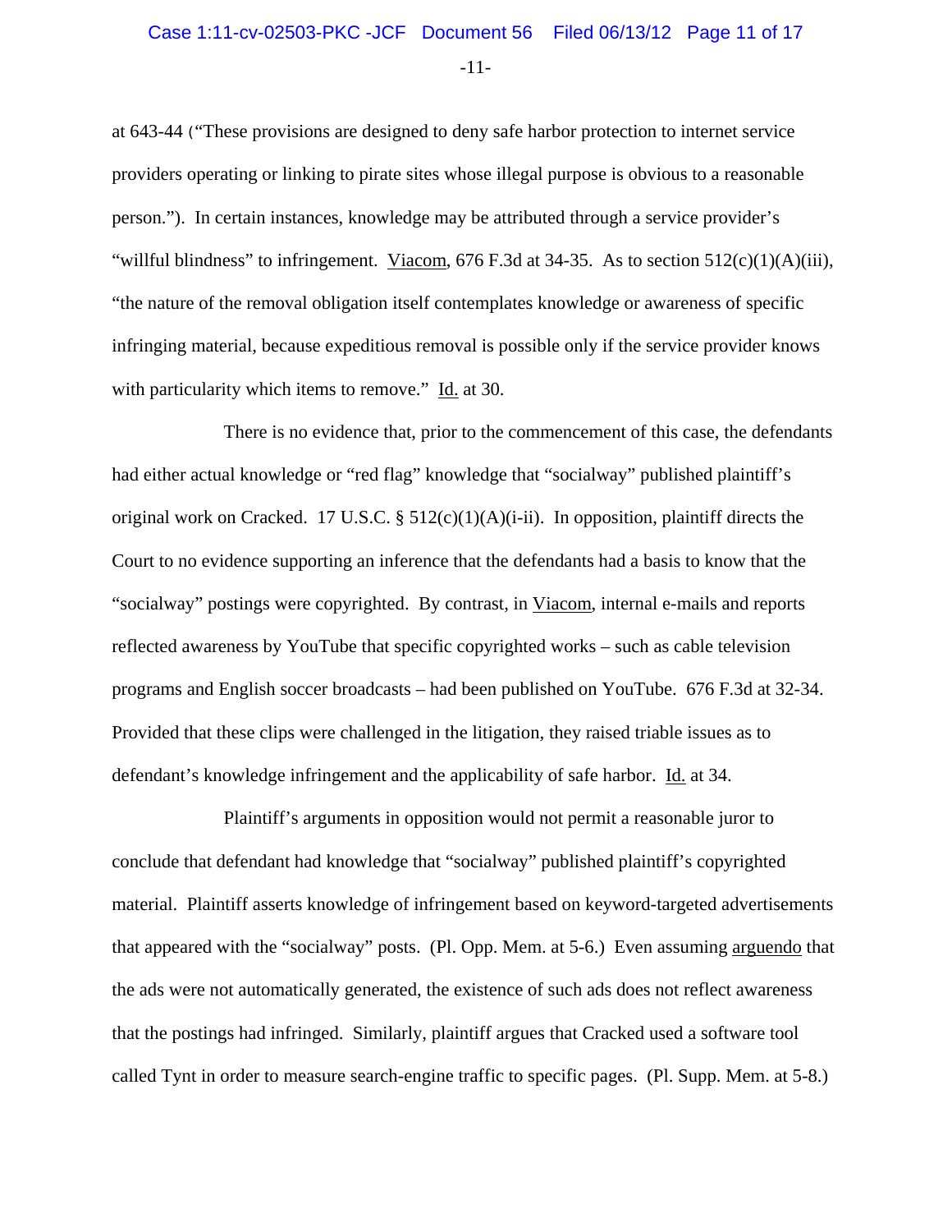at 643-44 ("These provisions are designed to deny safe harbor protection to internet service providers operating or linking to pirate sites whose illegal purpose is obvious to a reasonable person."). In certain instances, knowledge may be attributed through a service provider's "willful blindness" to infringement. Viacom, 676 F.3d at 34-35. As to section 512(c)(1)(A)(iii), "the nature of the removal obligation itself contemplates knowledge or awareness of specific infringing material, because expeditious removal is possible only if the service provider knows with particularity which items to remove." Id. at 30.

There is no evidence that, prior to the commencement of this case, the defendants had either actual knowledge or "red flag" knowledge that "socialway" published plaintiff's original work on Cracked. 17 U.S.C. § 512(c)(1)(A)(i-ii). In opposition, plaintiff directs the Court to no evidence supporting an inference that the defendants had a basis to know that the "socialway" postings were copyrighted. By contrast, in Viacom, internal e-mails and reports reflected awareness by YouTube that specific copyrighted works – such as cable television programs and English soccer broadcasts – had been published on YouTube. 676 F.3d at 32-34. Provided that these clips were challenged in the litigation, they raised triable issues as to defendant's knowledge infringement and the applicability of safe harbor. Id. at 34.

Plaintiff's arguments in opposition would not permit a reasonable juror to conclude that defendant had knowledge that "socialway" published plaintiff's copyrighted material. Plaintiff asserts knowledge of infringement based on keyword-targeted advertisements that appeared with the "socialway" posts. (Pl. Opp. Mem. at 5-6.) Even assuming arguendo that the ads were not automatically generated, the existence of such ads does not reflect awareness that the postings had infringed. Similarly, plaintiff argues that Cracked used a software tool called Tynt in order to measure search-engine traffic to specific pages. (Pl. Supp. Mem. at 5-8.)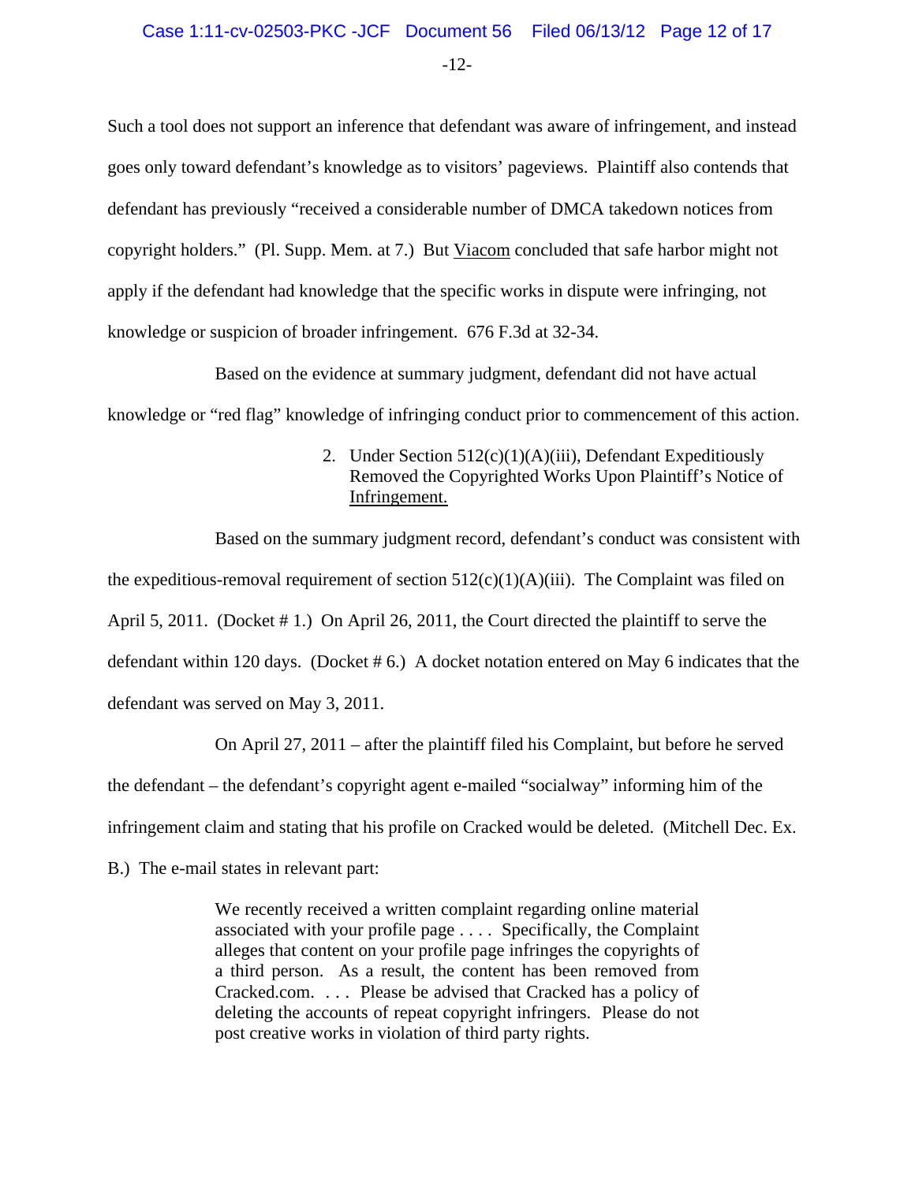Such a tool does not support an inference that defendant was aware of infringement, and instead goes only toward defendant's knowledge as to visitors' pageviews. Plaintiff also contends that defendant has previously "received a considerable number of DMCA takedown notices from copyright holders." (Pl. Supp. Mem. at 7.) But Viacom concluded that safe harbor might not apply if the defendant had knowledge that the specific works in dispute were infringing, not knowledge or suspicion of broader infringement. 676 F.3d at 32-34.

Based on the evidence at summary judgment, defendant did not have actual knowledge or "red flag" knowledge of infringing conduct prior to commencement of this action.

### 2. Under Section 512(c)(1)(A)(iii), Defendant Expeditiously Removed the Copyrighted Works Upon Plaintiff's Notice of Infringement.

Based on the summary judgment record, defendant's conduct was consistent with the expeditious-removal requirement of section 512(c)(1)(A)(iii). The Complaint was filed on April 5, 2011. (Docket # 1.) On April 26, 2011, the Court directed the plaintiff to serve the defendant within 120 days. (Docket # 6.) A docket notation entered on May 6 indicates that the defendant was served on May 3, 2011.

On April 27, 2011 – after the plaintiff filed his Complaint, but before he served the defendant – the defendant's copyright agent e-mailed "socialway" informing him of the infringement claim and stating that his profile on Cracked would be deleted. (Mitchell Dec. Ex. B.) The e-mail states in relevant part:

> We recently received a written complaint regarding online material associated with your profile page . . . . Specifically, the Complaint alleges that content on your profile page infringes the copyrights of a third person. As a result, the content has been removed from Cracked.com. . . . Please be advised that Cracked has a policy of deleting the accounts of repeat copyright infringers. Please do not post creative works in violation of third party rights.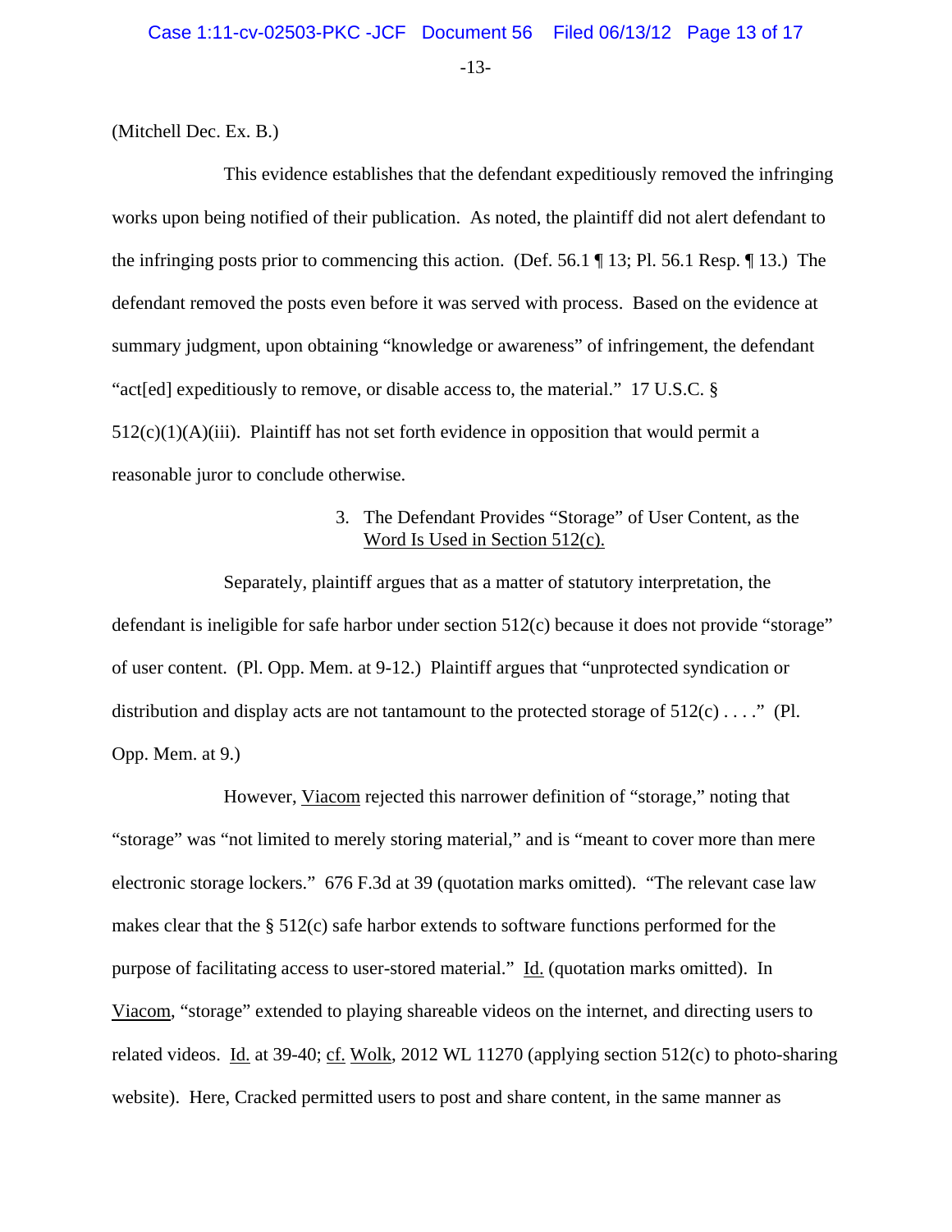(Mitchell Dec. Ex. B.)

This evidence establishes that the defendant expeditiously removed the infringing works upon being notified of their publication. As noted, the plaintiff did not alert defendant to the infringing posts prior to commencing this action. (Def. 56.1 ¶ 13; Pl. 56.1 Resp. ¶ 13.) The defendant removed the posts even before it was served with process. Based on the evidence at summary judgment, upon obtaining "knowledge or awareness" of infringement, the defendant "act[ed] expeditiously to remove, or disable access to, the material." 17 U.S.C. § 512(c)(1)(A)(iii). Plaintiff has not set forth evidence in opposition that would permit a reasonable juror to conclude otherwise.

3. The Defendant Provides "Storage" of User Content, as the <u>Word Is Used in Section 512(c).</u>

Separately, plaintiff argues that as a matter of statutory interpretation, the defendant is ineligible for safe harbor under section 512(c) because it does not provide "storage" of user content. (Pl. Opp. Mem. at 9-12.) Plaintiff argues that "unprotected syndication or distribution and display acts are not tantamount to the protected storage of 512(c) . . . ." (Pl. Opp. Mem. at 9.)

However, <u>Viacom</u> rejected this narrower definition of "storage," noting that "storage" was "not limited to merely storing material," and is "meant to cover more than mere electronic storage lockers." 676 F.3d at 39 (quotation marks omitted). "The relevant case law makes clear that the § 512(c) safe harbor extends to software functions performed for the purpose of facilitating access to user-stored material." <u>Id.</u> (quotation marks omitted). In <u>Viacom</u>, "storage" extended to playing shareable videos on the internet, and directing users to related videos. <u>Id.</u> at 39-40; <u>cf.</u> <u>Wolk</u>, 2012 WL 11270 (applying section 512(c) to photo-sharing website). Here, Cracked permitted users to post and share content, in the same manner as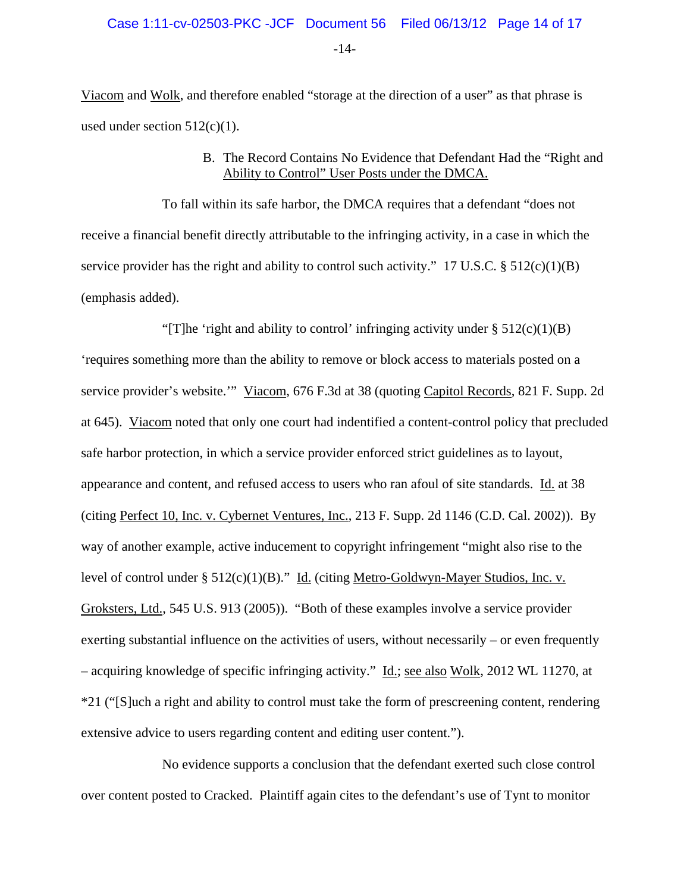Viacom and Wolk, and therefore enabled "storage at the direction of a user" as that phrase is used under section 512(c)(1).

### B. The Record Contains No Evidence that Defendant Had the "Right and Ability to Control" User Posts under the DMCA.

To fall within its safe harbor, the DMCA requires that a defendant "does not receive a financial benefit directly attributable to the infringing activity, in a case in which the service provider has the right and ability to control such activity." 17 U.S.C. § 512(c)(1)(B) (emphasis added).

"[T]he 'right and ability to control' infringing activity under § 512(c)(1)(B) 'requires something more than the ability to remove or block access to materials posted on a service provider's website.'" Viacom, 676 F.3d at 38 (quoting Capitol Records, 821 F. Supp. 2d at 645). Viacom noted that only one court had indentified a content-control policy that precluded safe harbor protection, in which a service provider enforced strict guidelines as to layout, appearance and content, and refused access to users who ran afoul of site standards. Id. at 38 (citing Perfect 10, Inc. v. Cybernet Ventures, Inc., 213 F. Supp. 2d 1146 (C.D. Cal. 2002)). By way of another example, active inducement to copyright infringement "might also rise to the level of control under § 512(c)(1)(B)." Id. (citing Metro-Goldwyn-Mayer Studios, Inc. v. Groksters, Ltd., 545 U.S. 913 (2005)). "Both of these examples involve a service provider exerting substantial influence on the activities of users, without necessarily – or even frequently – acquiring knowledge of specific infringing activity." Id.; see also Wolk, 2012 WL 11270, at *21 ("[S]uch a right and ability to control must take the form of prescreening content, rendering extensive advice to users regarding content and editing user content.").

No evidence supports a conclusion that the defendant exerted such close control over content posted to Cracked. Plaintiff again cites to the defendant's use of Tynt to monitor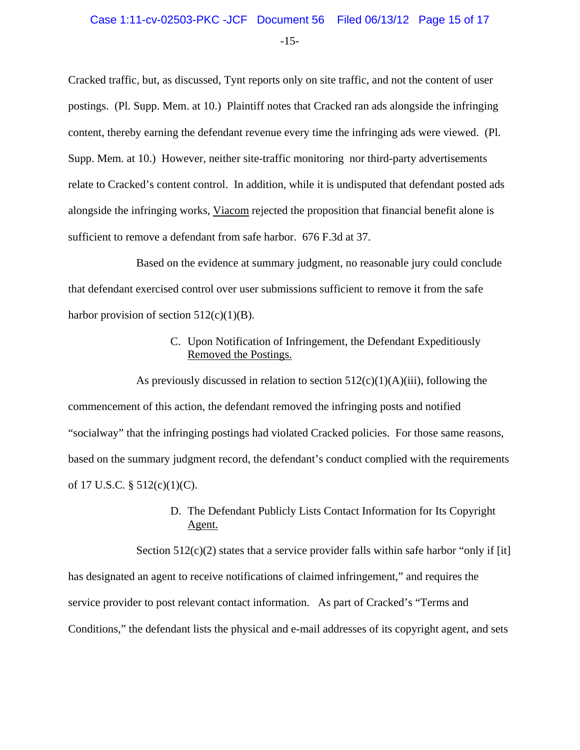Cracked traffic, but, as discussed, Tynt reports only on site traffic, and not the content of user postings. (Pl. Supp. Mem. at 10.) Plaintiff notes that Cracked ran ads alongside the infringing content, thereby earning the defendant revenue every time the infringing ads were viewed. (Pl. Supp. Mem. at 10.) However, neither site-traffic monitoring nor third-party advertisements relate to Cracked's content control. In addition, while it is undisputed that defendant posted ads alongside the infringing works, Viacom rejected the proposition that financial benefit alone is sufficient to remove a defendant from safe harbor. 676 F.3d at 37.

Based on the evidence at summary judgment, no reasonable jury could conclude that defendant exercised control over user submissions sufficient to remove it from the safe harbor provision of section 512(c)(1)(B).

### C. Upon Notification of Infringement, the Defendant Expeditiously Removed the Postings.

As previously discussed in relation to section 512(c)(1)(A)(iii), following the commencement of this action, the defendant removed the infringing posts and notified "socialway" that the infringing postings had violated Cracked policies. For those same reasons, based on the summary judgment record, the defendant's conduct complied with the requirements of 17 U.S.C. § 512(c)(1)(C).

### D. The Defendant Publicly Lists Contact Information for Its Copyright Agent.

Section 512(c)(2) states that a service provider falls within safe harbor "only if [it] has designated an agent to receive notifications of claimed infringement," and requires the service provider to post relevant contact information. As part of Cracked's "Terms and Conditions," the defendant lists the physical and e-mail addresses of its copyright agent, and sets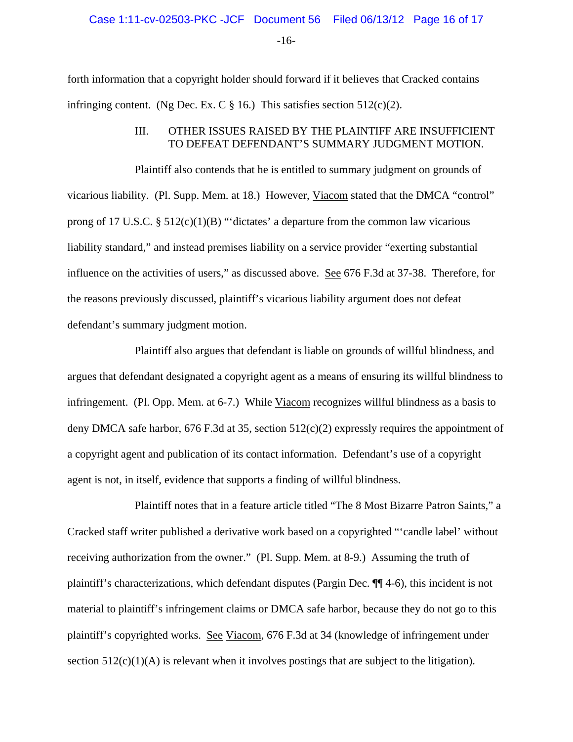forth information that a copyright holder should forward if it believes that Cracked contains infringing content. (Ng Dec. Ex. C § 16.) This satisfies section 512(c)(2).

### III. OTHER ISSUES RAISED BY THE PLAINTIFF ARE INSUFFICIENT TO DEFEAT DEFENDANT'S SUMMARY JUDGMENT MOTION.

Plaintiff also contends that he is entitled to summary judgment on grounds of vicarious liability. (Pl. Supp. Mem. at 18.) However, Viacom stated that the DMCA "control" prong of 17 U.S.C. § 512(c)(1)(B) "'dictates' a departure from the common law vicarious liability standard," and instead premises liability on a service provider "exerting substantial influence on the activities of users," as discussed above. See 676 F.3d at 37-38. Therefore, for the reasons previously discussed, plaintiff's vicarious liability argument does not defeat defendant's summary judgment motion.

Plaintiff also argues that defendant is liable on grounds of willful blindness, and argues that defendant designated a copyright agent as a means of ensuring its willful blindness to infringement. (Pl. Opp. Mem. at 6-7.) While Viacom recognizes willful blindness as a basis to deny DMCA safe harbor, 676 F.3d at 35, section 512(c)(2) expressly requires the appointment of a copyright agent and publication of its contact information. Defendant's use of a copyright agent is not, in itself, evidence that supports a finding of willful blindness.

Plaintiff notes that in a feature article titled "The 8 Most Bizarre Patron Saints," a Cracked staff writer published a derivative work based on a copyrighted "'candle label' without receiving authorization from the owner." (Pl. Supp. Mem. at 8-9.) Assuming the truth of plaintiff's characterizations, which defendant disputes (Pargin Dec. ¶¶ 4-6), this incident is not material to plaintiff's infringement claims or DMCA safe harbor, because they do not go to this plaintiff's copyrighted works. See Viacom, 676 F.3d at 34 (knowledge of infringement under section 512(c)(1)(A) is relevant when it involves postings that are subject to the litigation).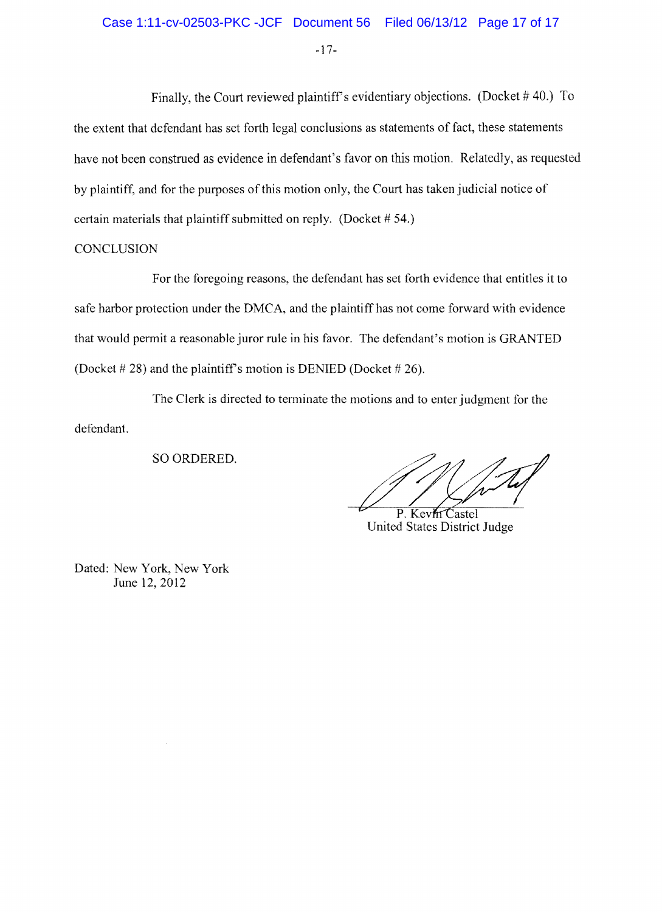Finally, the Court reviewed plaintiff's evidentiary objections. (Docket # 40.) To the extent that defendant has set forth legal conclusions as statements of fact, these statements have not been construed as evidence in defendant's favor on this motion. Relatedly, as requested by plaintiff, and for the purposes of this motion only, the Court has taken judicial notice of certain materials that plaintiff submitted on reply. (Docket # 54.)

CONCLUSION

For the foregoing reasons, the defendant has set forth evidence that entitles it to safe harbor protection under the DMCA, and the plaintiff has not come forward with evidence that would permit a reasonable juror rule in his favor. The defendant's motion is GRANTED (Docket # 28) and the plaintiff's motion is DENIED (Docket # 26).

The Clerk is directed to terminate the motions and to enter judgment for the defendant.

SO ORDERED.

P. Kevin Castel
United States District Judge

Dated: New York, New York
June 12, 2012